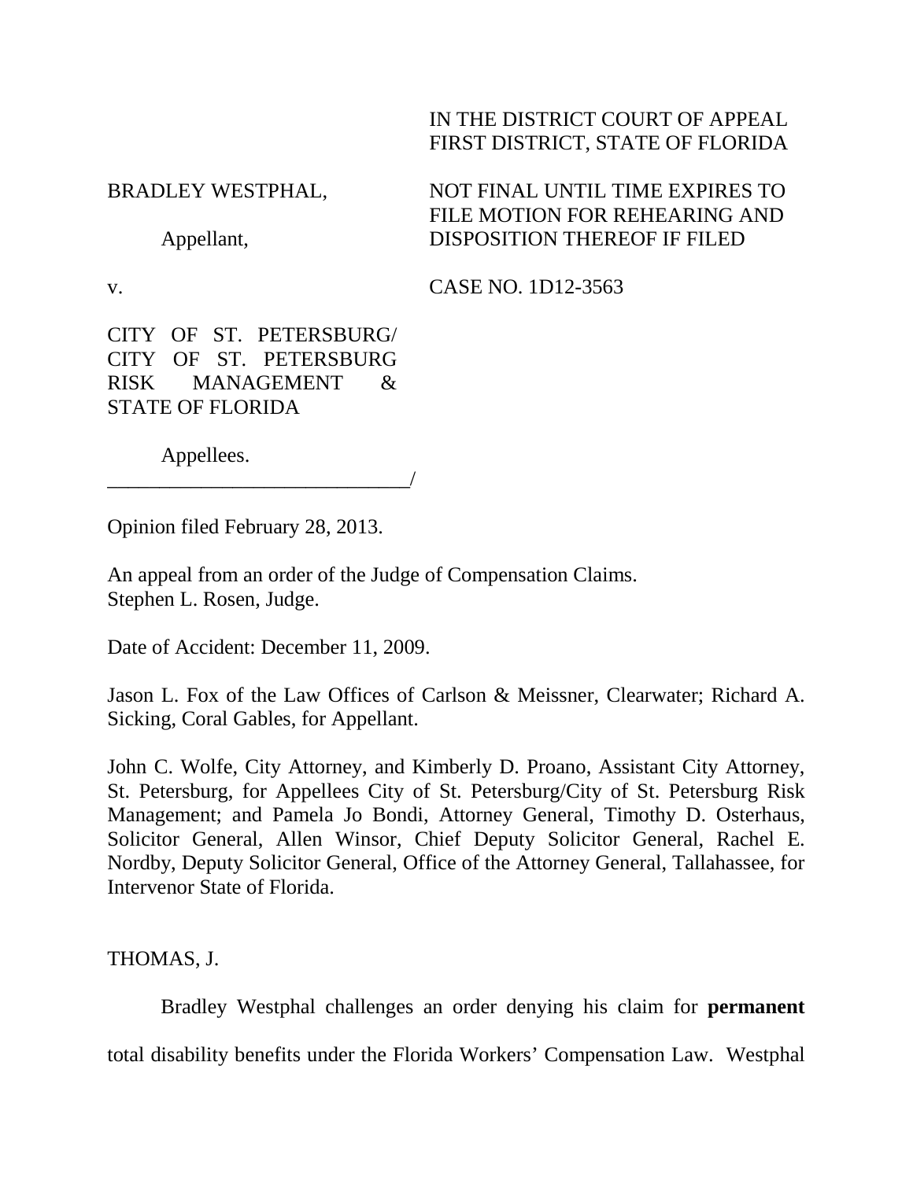IN THE DISTRICT COURT OF APPEAL
FIRST DISTRICT, STATE OF FLORIDA

BRADLEY WESTPHAL,

Appellant,

v.

CITY OF ST. PETERSBURG/ CITY OF ST. PETERSBURG RISK MANAGEMENT & STATE OF FLORIDA

Appellees.
_____________________________/

NOT FINAL UNTIL TIME EXPIRES TO FILE MOTION FOR REHEARING AND DISPOSITION THEREOF IF FILED

CASE NO. 1D12-3563

Opinion filed February 28, 2013.

An appeal from an order of the Judge of Compensation Claims.
Stephen L. Rosen, Judge.

Date of Accident: December 11, 2009.

Jason L. Fox of the Law Offices of Carlson & Meissner, Clearwater; Richard A. Sicking, Coral Gables, for Appellant.

John C. Wolfe, City Attorney, and Kimberly D. Proano, Assistant City Attorney, St. Petersburg, for Appellees City of St. Petersburg/City of St. Petersburg Risk Management; and Pamela Jo Bondi, Attorney General, Timothy D. Osterhaus, Solicitor General, Allen Winsor, Chief Deputy Solicitor General, Rachel E. Nordby, Deputy Solicitor General, Office of the Attorney General, Tallahassee, for Intervenor State of Florida.

THOMAS, J.

Bradley Westphal challenges an order denying his claim for **permanent** total disability benefits under the Florida Workers' Compensation Law. Westphal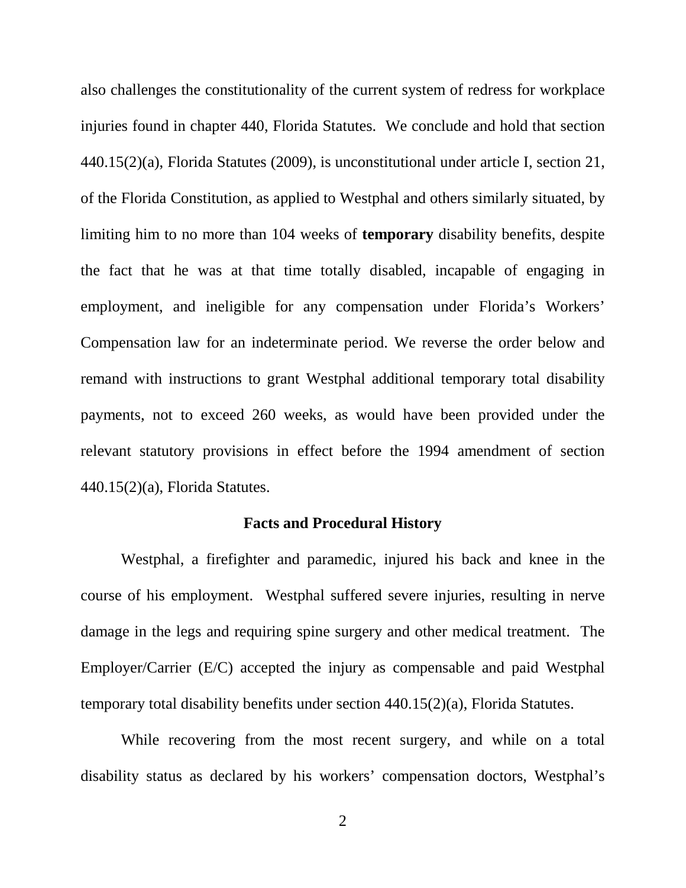also challenges the constitutionality of the current system of redress for workplace injuries found in chapter 440, Florida Statutes. We conclude and hold that section 440.15(2)(a), Florida Statutes (2009), is unconstitutional under article I, section 21, of the Florida Constitution, as applied to Westphal and others similarly situated, by limiting him to no more than 104 weeks of **temporary** disability benefits, despite the fact that he was at that time totally disabled, incapable of engaging in employment, and ineligible for any compensation under Florida's Workers' Compensation law for an indeterminate period. We reverse the order below and remand with instructions to grant Westphal additional temporary total disability payments, not to exceed 260 weeks, as would have been provided under the relevant statutory provisions in effect before the 1994 amendment of section 440.15(2)(a), Florida Statutes.

## Facts and Procedural History

Westphal, a firefighter and paramedic, injured his back and knee in the course of his employment. Westphal suffered severe injuries, resulting in nerve damage in the legs and requiring spine surgery and other medical treatment. The Employer/Carrier (E/C) accepted the injury as compensable and paid Westphal temporary total disability benefits under section 440.15(2)(a), Florida Statutes.

While recovering from the most recent surgery, and while on a total disability status as declared by his workers' compensation doctors, Westphal's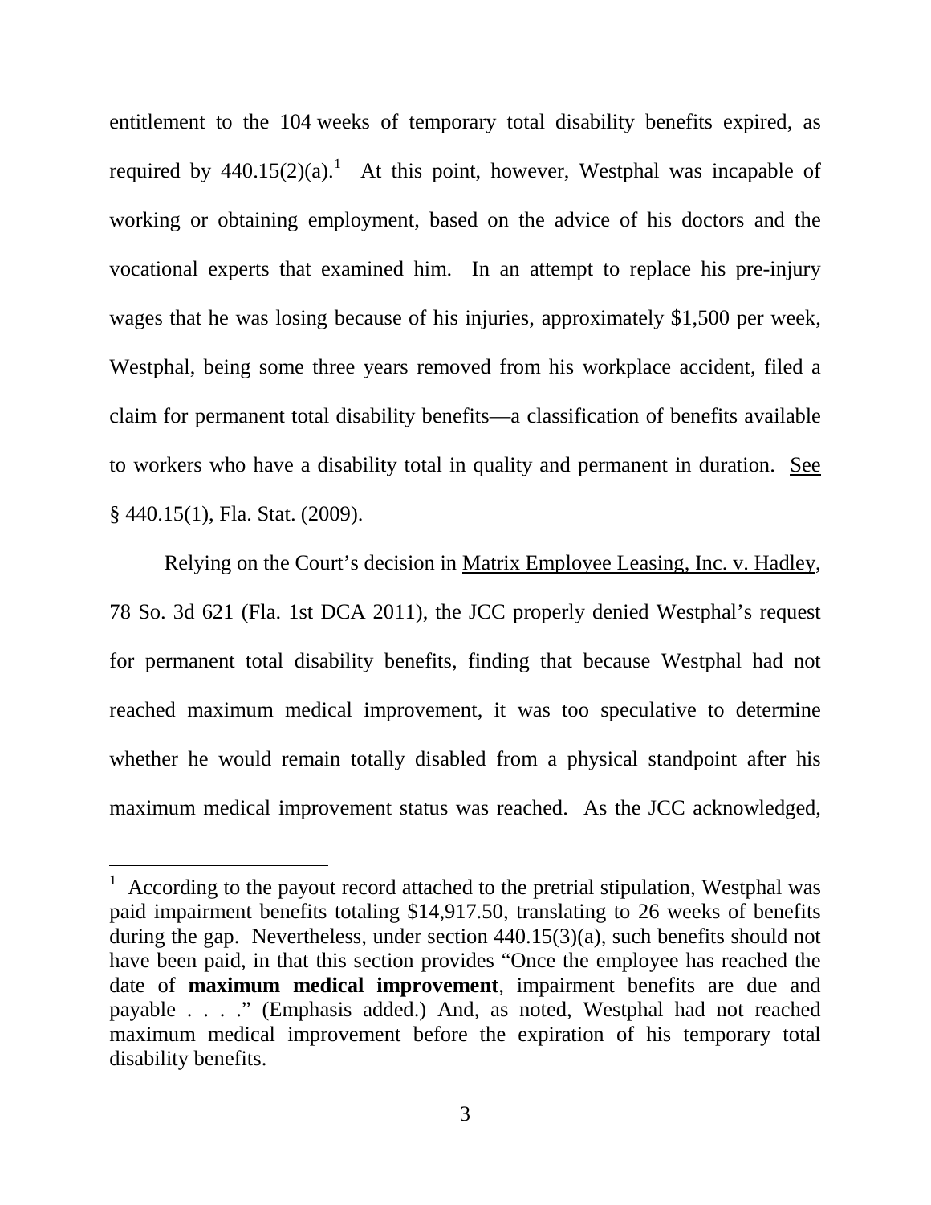entitlement to the 104 weeks of temporary total disability benefits expired, as required by 440.15(2)(a).[1] At this point, however, Westphal was incapable of working or obtaining employment, based on the advice of his doctors and the vocational experts that examined him. In an attempt to replace his pre-injury wages that he was losing because of his injuries, approximately $1,500 per week, Westphal, being some three years removed from his workplace accident, filed a claim for permanent total disability benefits—a classification of benefits available to workers who have a disability total in quality and permanent in duration. See § 440.15(1), Fla. Stat. (2009).

Relying on the Court's decision in Matrix Employee Leasing, Inc. v. Hadley, 78 So. 3d 621 (Fla. 1st DCA 2011), the JCC properly denied Westphal's request for permanent total disability benefits, finding that because Westphal had not reached maximum medical improvement, it was too speculative to determine whether he would remain totally disabled from a physical standpoint after his maximum medical improvement status was reached. As the JCC acknowledged,

---

[1] According to the payout record attached to the pretrial stipulation, Westphal was paid impairment benefits totaling $14,917.50, translating to 26 weeks of benefits during the gap. Nevertheless, under section 440.15(3)(a), such benefits should not have been paid, in that this section provides "Once the employee has reached the date of **maximum medical improvement**, impairment benefits are due and payable . . . ." (Emphasis added.) And, as noted, Westphal had not reached maximum medical improvement before the expiration of his temporary total disability benefits.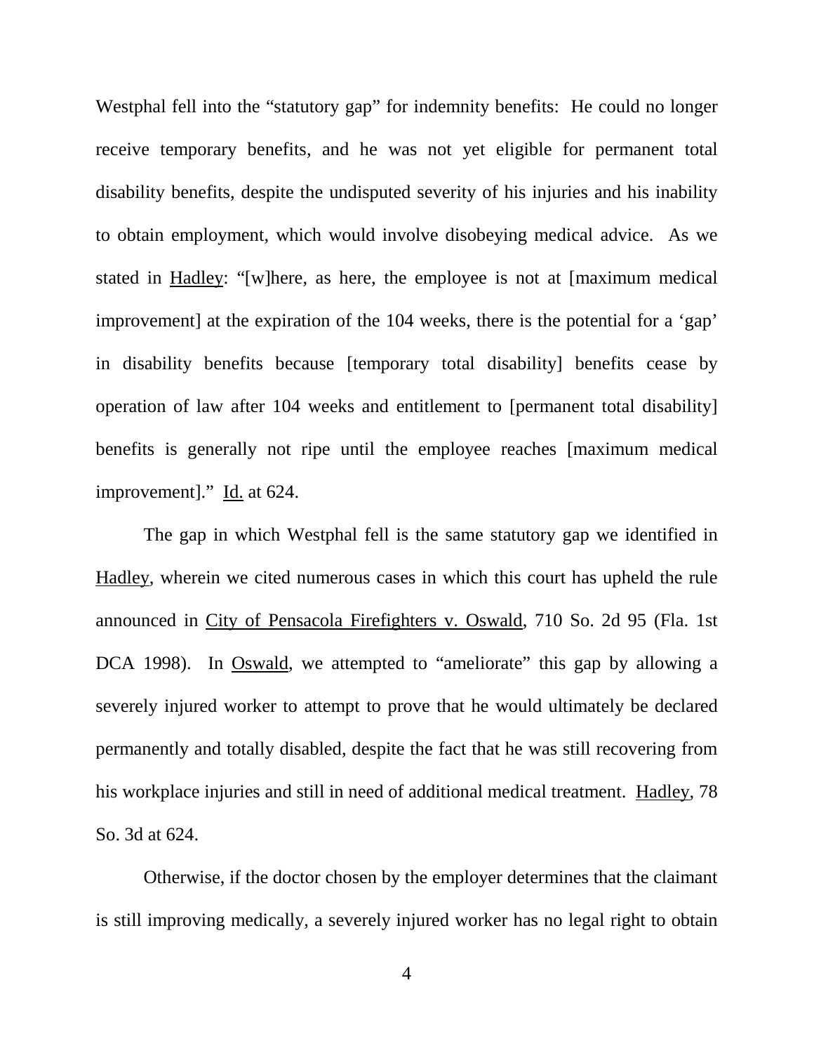Westphal fell into the "statutory gap" for indemnity benefits: He could no longer receive temporary benefits, and he was not yet eligible for permanent total disability benefits, despite the undisputed severity of his injuries and his inability to obtain employment, which would involve disobeying medical advice. As we stated in Hadley: "[w]here, as here, the employee is not at [maximum medical improvement] at the expiration of the 104 weeks, there is the potential for a 'gap' in disability benefits because [temporary total disability] benefits cease by operation of law after 104 weeks and entitlement to [permanent total disability] benefits is generally not ripe until the employee reaches [maximum medical improvement]." Id. at 624.

The gap in which Westphal fell is the same statutory gap we identified in Hadley, wherein we cited numerous cases in which this court has upheld the rule announced in City of Pensacola Firefighters v. Oswald, 710 So. 2d 95 (Fla. 1st DCA 1998). In Oswald, we attempted to "ameliorate" this gap by allowing a severely injured worker to attempt to prove that he would ultimately be declared permanently and totally disabled, despite the fact that he was still recovering from his workplace injuries and still in need of additional medical treatment. Hadley, 78 So. 3d at 624.

Otherwise, if the doctor chosen by the employer determines that the claimant is still improving medically, a severely injured worker has no legal right to obtain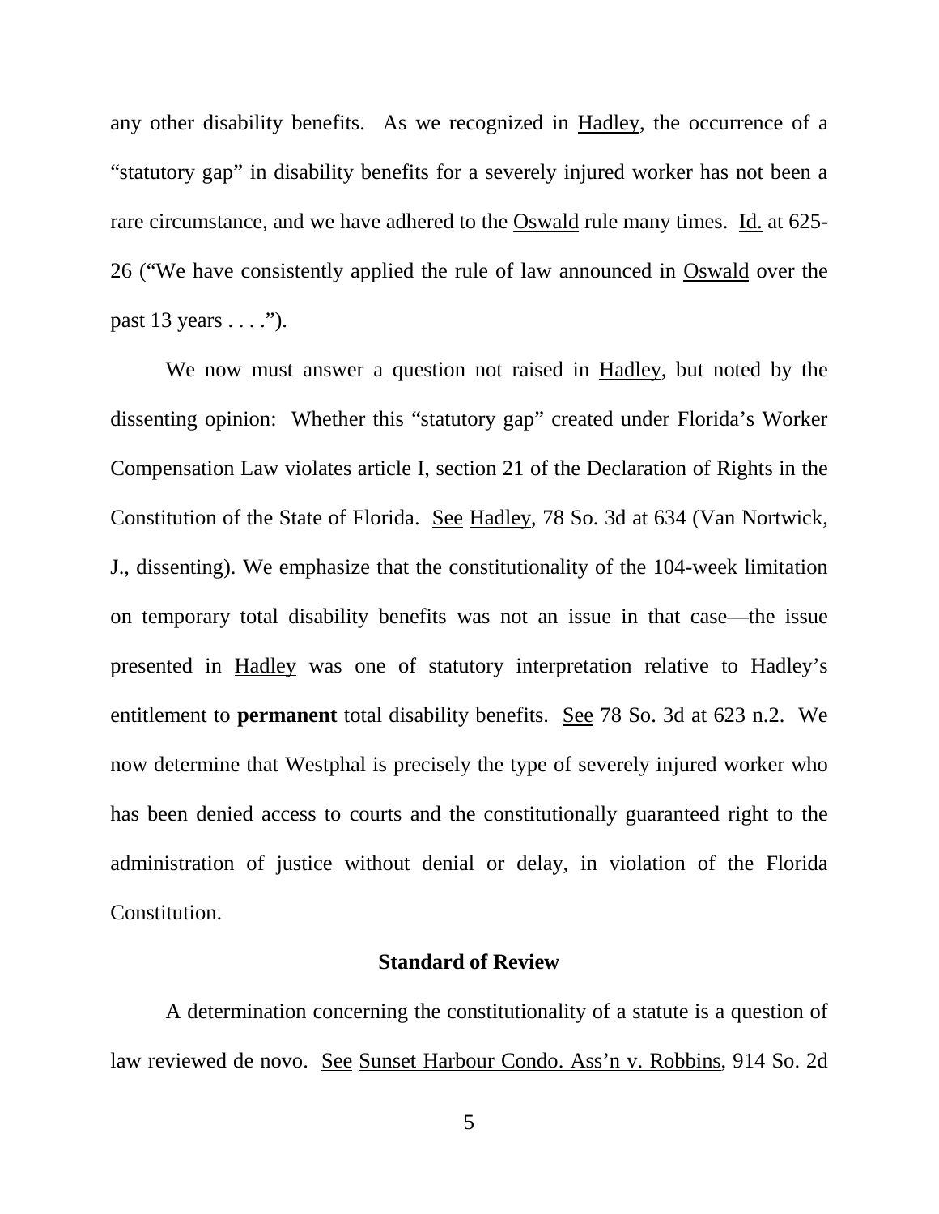any other disability benefits. As we recognized in Hadley, the occurrence of a "statutory gap" in disability benefits for a severely injured worker has not been a rare circumstance, and we have adhered to the Oswald rule many times. Id. at 625-26 ("We have consistently applied the rule of law announced in Oswald over the past 13 years . . . .").

We now must answer a question not raised in Hadley, but noted by the dissenting opinion: Whether this "statutory gap" created under Florida's Worker Compensation Law violates article I, section 21 of the Declaration of Rights in the Constitution of the State of Florida. See Hadley, 78 So. 3d at 634 (Van Nortwick, J., dissenting). We emphasize that the constitutionality of the 104-week limitation on temporary total disability benefits was not an issue in that case—the issue presented in Hadley was one of statutory interpretation relative to Hadley's entitlement to **permanent** total disability benefits. See 78 So. 3d at 623 n.2. We now determine that Westphal is precisely the type of severely injured worker who has been denied access to courts and the constitutionally guaranteed right to the administration of justice without denial or delay, in violation of the Florida Constitution.

## Standard of Review

A determination concerning the constitutionality of a statute is a question of law reviewed de novo. See Sunset Harbour Condo. Ass'n v. Robbins, 914 So. 2d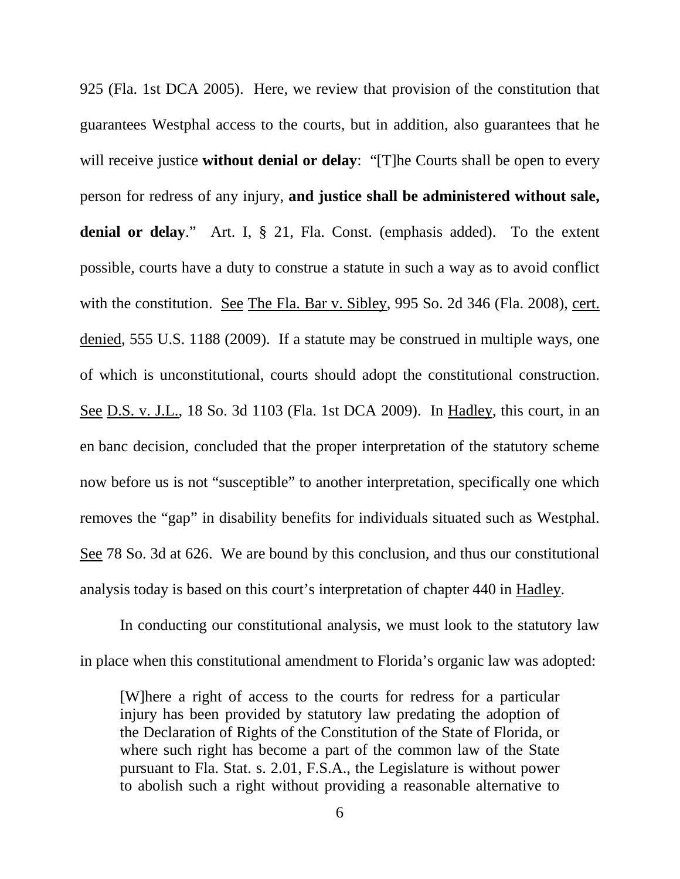925 (Fla. 1st DCA 2005). Here, we review that provision of the constitution that guarantees Westphal access to the courts, but in addition, also guarantees that he will receive justice **without denial or delay**: "[T]he Courts shall be open to every person for redress of any injury, **and justice shall be administered without sale, denial or delay**." Art. I, § 21, Fla. Const. (emphasis added). To the extent possible, courts have a duty to construe a statute in such a way as to avoid conflict with the constitution. See The Fla. Bar v. Sibley, 995 So. 2d 346 (Fla. 2008), cert. denied, 555 U.S. 1188 (2009). If a statute may be construed in multiple ways, one of which is unconstitutional, courts should adopt the constitutional construction. See D.S. v. J.L., 18 So. 3d 1103 (Fla. 1st DCA 2009). In Hadley, this court, in an en banc decision, concluded that the proper interpretation of the statutory scheme now before us is not "susceptible" to another interpretation, specifically one which removes the "gap" in disability benefits for individuals situated such as Westphal. See 78 So. 3d at 626. We are bound by this conclusion, and thus our constitutional analysis today is based on this court's interpretation of chapter 440 in Hadley.

In conducting our constitutional analysis, we must look to the statutory law in place when this constitutional amendment to Florida's organic law was adopted:

> [W]here a right of access to the courts for redress for a particular injury has been provided by statutory law predating the adoption of the Declaration of Rights of the Constitution of the State of Florida, or where such right has become a part of the common law of the State pursuant to Fla. Stat. s. 2.01, F.S.A., the Legislature is without power to abolish such a right without providing a reasonable alternative to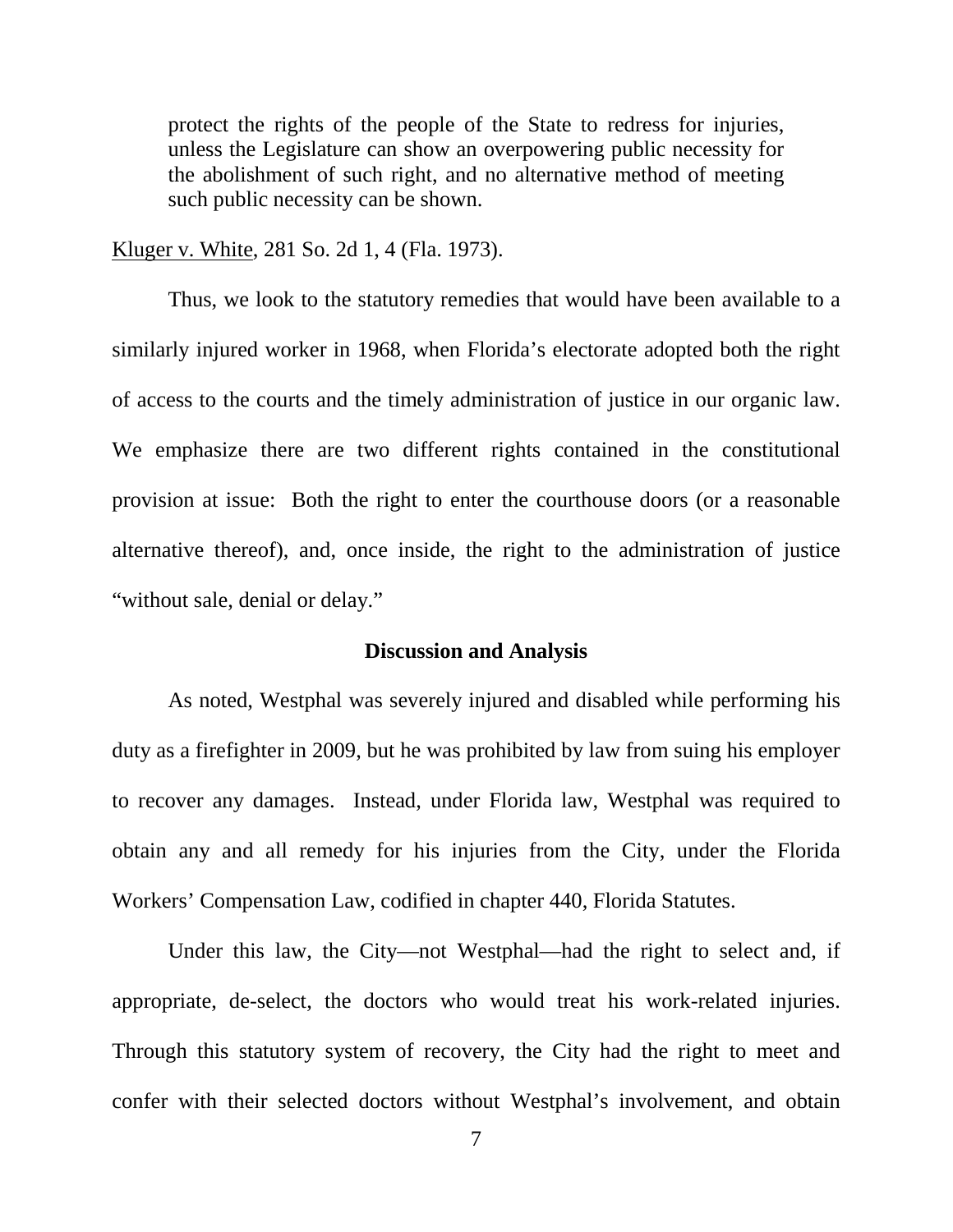> protect the rights of the people of the State to redress for injuries, unless the Legislature can show an overpowering public necessity for the abolishment of such right, and no alternative method of meeting such public necessity can be shown.

Kluger v. White, 281 So. 2d 1, 4 (Fla. 1973).

Thus, we look to the statutory remedies that would have been available to a similarly injured worker in 1968, when Florida's electorate adopted both the right of access to the courts and the timely administration of justice in our organic law. We emphasize there are two different rights contained in the constitutional provision at issue: Both the right to enter the courthouse doors (or a reasonable alternative thereof), and, once inside, the right to the administration of justice "without sale, denial or delay."

**Discussion and Analysis**

As noted, Westphal was severely injured and disabled while performing his duty as a firefighter in 2009, but he was prohibited by law from suing his employer to recover any damages. Instead, under Florida law, Westphal was required to obtain any and all remedy for his injuries from the City, under the Florida Workers' Compensation Law, codified in chapter 440, Florida Statutes.

Under this law, the City—not Westphal—had the right to select and, if appropriate, de-select, the doctors who would treat his work-related injuries. Through this statutory system of recovery, the City had the right to meet and confer with their selected doctors without Westphal's involvement, and obtain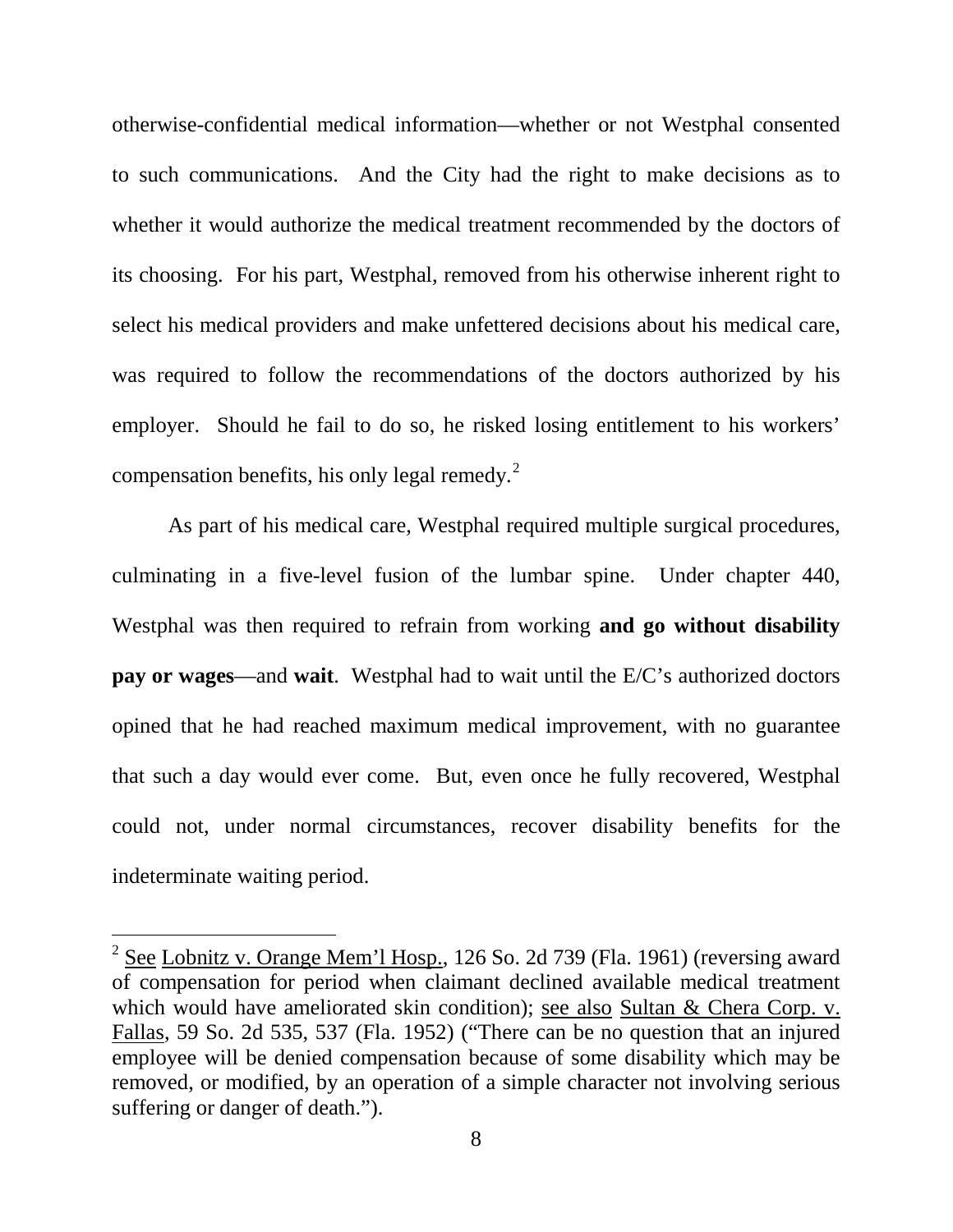otherwise-confidential medical information—whether or not Westphal consented to such communications. And the City had the right to make decisions as to whether it would authorize the medical treatment recommended by the doctors of its choosing. For his part, Westphal, removed from his otherwise inherent right to select his medical providers and make unfettered decisions about his medical care, was required to follow the recommendations of the doctors authorized by his employer. Should he fail to do so, he risked losing entitlement to his workers' compensation benefits, his only legal remedy.[2]

As part of his medical care, Westphal required multiple surgical procedures, culminating in a five-level fusion of the lumbar spine. Under chapter 440, Westphal was then required to refrain from working **and go without disability pay or wages**—and **wait**. Westphal had to wait until the E/C's authorized doctors opined that he had reached maximum medical improvement, with no guarantee that such a day would ever come. But, even once he fully recovered, Westphal could not, under normal circumstances, recover disability benefits for the indeterminate waiting period.

---

[2] See Lobnitz v. Orange Mem'l Hosp., 126 So. 2d 739 (Fla. 1961) (reversing award of compensation for period when claimant declined available medical treatment which would have ameliorated skin condition); see also Sultan & Chera Corp. v. Fallas, 59 So. 2d 535, 537 (Fla. 1952) ("There can be no question that an injured employee will be denied compensation because of some disability which may be removed, or modified, by an operation of a simple character not involving serious suffering or danger of death.").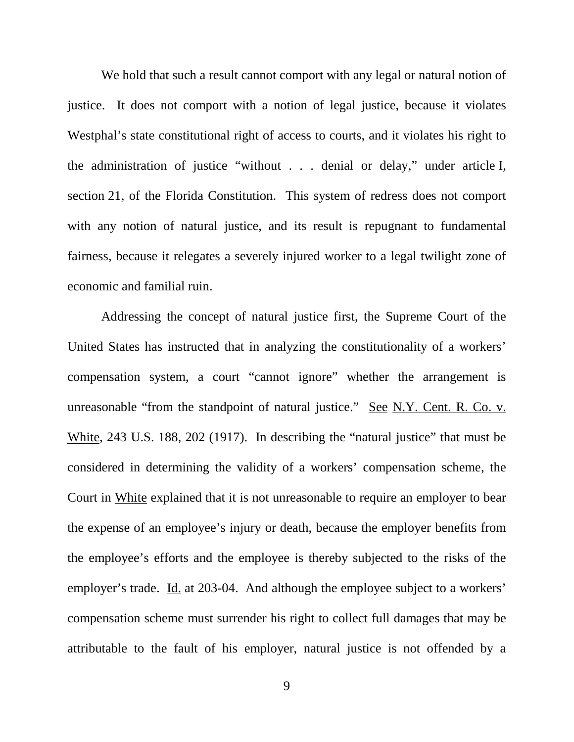We hold that such a result cannot comport with any legal or natural notion of justice. It does not comport with a notion of legal justice, because it violates Westphal's state constitutional right of access to courts, and it violates his right to the administration of justice "without . . . denial or delay," under article I, section 21, of the Florida Constitution. This system of redress does not comport with any notion of natural justice, and its result is repugnant to fundamental fairness, because it relegates a severely injured worker to a legal twilight zone of economic and familial ruin.

Addressing the concept of natural justice first, the Supreme Court of the United States has instructed that in analyzing the constitutionality of a workers' compensation system, a court "cannot ignore" whether the arrangement is unreasonable "from the standpoint of natural justice." See N.Y. Cent. R. Co. v. White, 243 U.S. 188, 202 (1917). In describing the "natural justice" that must be considered in determining the validity of a workers' compensation scheme, the Court in White explained that it is not unreasonable to require an employer to bear the expense of an employee's injury or death, because the employer benefits from the employee's efforts and the employee is thereby subjected to the risks of the employer's trade. Id. at 203-04. And although the employee subject to a workers' compensation scheme must surrender his right to collect full damages that may be attributable to the fault of his employer, natural justice is not offended by a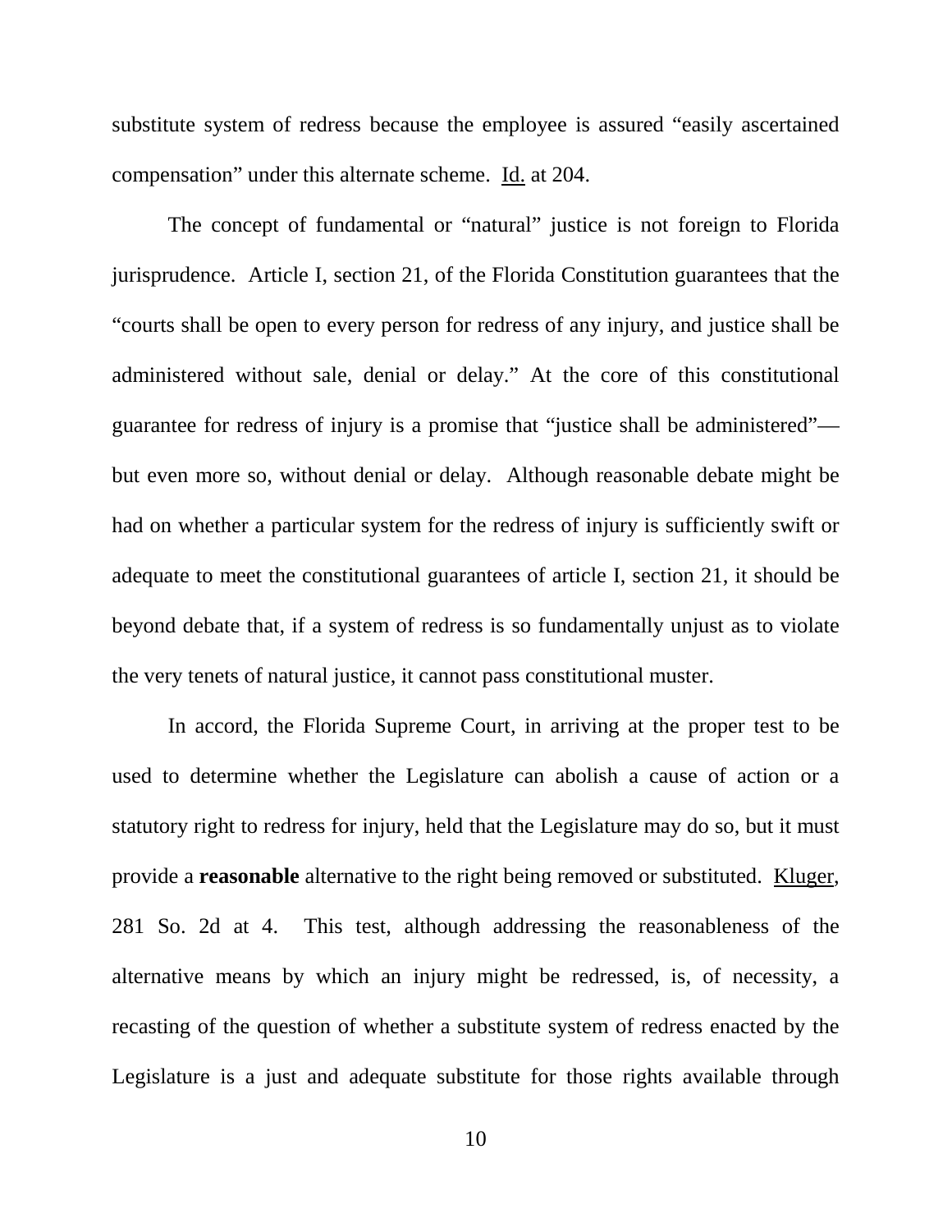substitute system of redress because the employee is assured "easily ascertained compensation" under this alternate scheme. Id. at 204.

The concept of fundamental or "natural" justice is not foreign to Florida jurisprudence. Article I, section 21, of the Florida Constitution guarantees that the "courts shall be open to every person for redress of any injury, and justice shall be administered without sale, denial or delay." At the core of this constitutional guarantee for redress of injury is a promise that "justice shall be administered"—but even more so, without denial or delay. Although reasonable debate might be had on whether a particular system for the redress of injury is sufficiently swift or adequate to meet the constitutional guarantees of article I, section 21, it should be beyond debate that, if a system of redress is so fundamentally unjust as to violate the very tenets of natural justice, it cannot pass constitutional muster.

In accord, the Florida Supreme Court, in arriving at the proper test to be used to determine whether the Legislature can abolish a cause of action or a statutory right to redress for injury, held that the Legislature may do so, but it must provide a **reasonable** alternative to the right being removed or substituted. Kluger, 281 So. 2d at 4. This test, although addressing the reasonableness of the alternative means by which an injury might be redressed, is, of necessity, a recasting of the question of whether a substitute system of redress enacted by the Legislature is a just and adequate substitute for those rights available through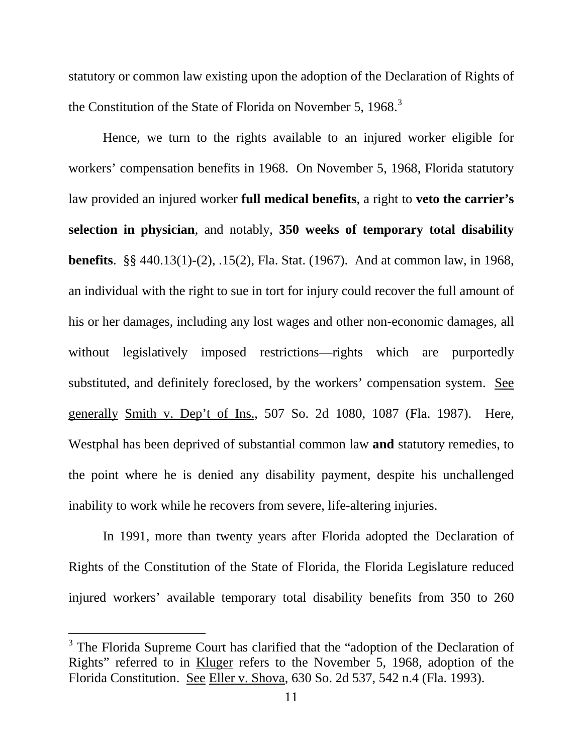statutory or common law existing upon the adoption of the Declaration of Rights of the Constitution of the State of Florida on November 5, 1968.[3]

Hence, we turn to the rights available to an injured worker eligible for workers' compensation benefits in 1968. On November 5, 1968, Florida statutory law provided an injured worker **full medical benefits**, a right to **veto the carrier's selection in physician**, and notably, **350 weeks of temporary total disability benefits**. §§ 440.13(1)-(2), .15(2), Fla. Stat. (1967). And at common law, in 1968, an individual with the right to sue in tort for injury could recover the full amount of his or her damages, including any lost wages and other non-economic damages, all without legislatively imposed restrictions—rights which are purportedly substituted, and definitely foreclosed, by the workers' compensation system. See generally Smith v. Dep't of Ins., 507 So. 2d 1080, 1087 (Fla. 1987). Here, Westphal has been deprived of substantial common law **and** statutory remedies, to the point where he is denied any disability payment, despite his unchallenged inability to work while he recovers from severe, life-altering injuries.

In 1991, more than twenty years after Florida adopted the Declaration of Rights of the Constitution of the State of Florida, the Florida Legislature reduced injured workers' available temporary total disability benefits from 350 to 260

[3] The Florida Supreme Court has clarified that the "adoption of the Declaration of Rights" referred to in Kluger refers to the November 5, 1968, adoption of the Florida Constitution. See Eller v. Shova, 630 So. 2d 537, 542 n.4 (Fla. 1993).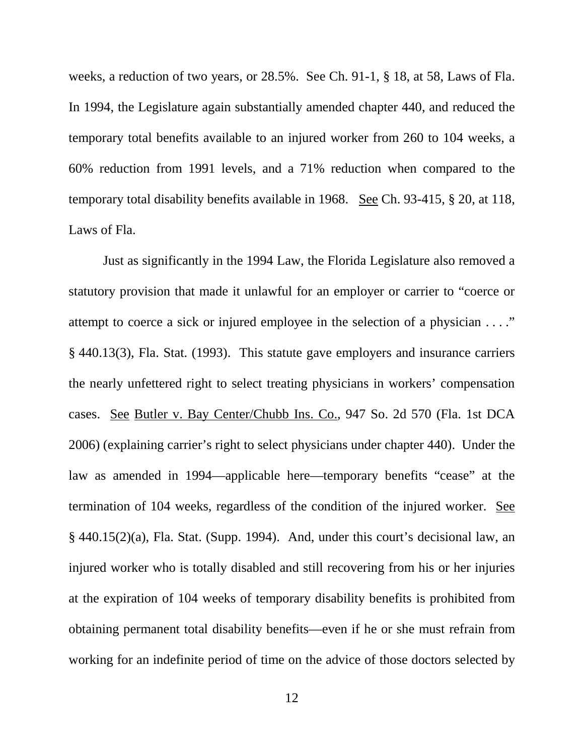weeks, a reduction of two years, or 28.5%. See Ch. 91-1, § 18, at 58, Laws of Fla. In 1994, the Legislature again substantially amended chapter 440, and reduced the temporary total benefits available to an injured worker from 260 to 104 weeks, a 60% reduction from 1991 levels, and a 71% reduction when compared to the temporary total disability benefits available in 1968. See Ch. 93-415, § 20, at 118, Laws of Fla.

Just as significantly in the 1994 Law, the Florida Legislature also removed a statutory provision that made it unlawful for an employer or carrier to "coerce or attempt to coerce a sick or injured employee in the selection of a physician . . . ." § 440.13(3), Fla. Stat. (1993). This statute gave employers and insurance carriers the nearly unfettered right to select treating physicians in workers' compensation cases. See Butler v. Bay Center/Chubb Ins. Co., 947 So. 2d 570 (Fla. 1st DCA 2006) (explaining carrier's right to select physicians under chapter 440). Under the law as amended in 1994—applicable here—temporary benefits "cease" at the termination of 104 weeks, regardless of the condition of the injured worker. See § 440.15(2)(a), Fla. Stat. (Supp. 1994). And, under this court's decisional law, an injured worker who is totally disabled and still recovering from his or her injuries at the expiration of 104 weeks of temporary disability benefits is prohibited from obtaining permanent total disability benefits—even if he or she must refrain from working for an indefinite period of time on the advice of those doctors selected by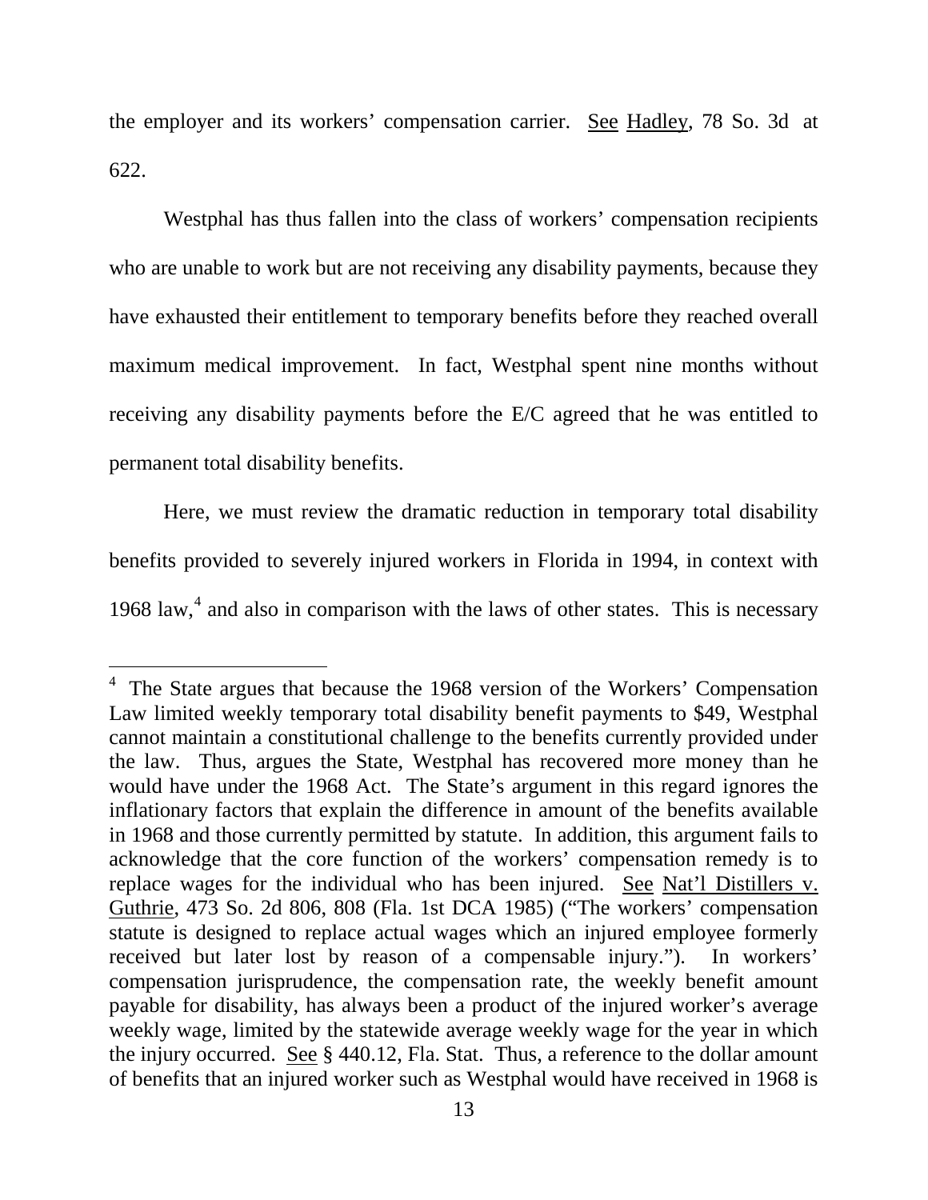the employer and its workers' compensation carrier. See Hadley, 78 So. 3d at 622.

Westphal has thus fallen into the class of workers' compensation recipients who are unable to work but are not receiving any disability payments, because they have exhausted their entitlement to temporary benefits before they reached overall maximum medical improvement. In fact, Westphal spent nine months without receiving any disability payments before the E/C agreed that he was entitled to permanent total disability benefits.

Here, we must review the dramatic reduction in temporary total disability benefits provided to severely injured workers in Florida in 1994, in context with 1968 law,[4] and also in comparison with the laws of other states. This is necessary

---

[4] The State argues that because the 1968 version of the Workers' Compensation Law limited weekly temporary total disability benefit payments to $49, Westphal cannot maintain a constitutional challenge to the benefits currently provided under the law. Thus, argues the State, Westphal has recovered more money than he would have under the 1968 Act. The State's argument in this regard ignores the inflationary factors that explain the difference in amount of the benefits available in 1968 and those currently permitted by statute. In addition, this argument fails to acknowledge that the core function of the workers' compensation remedy is to replace wages for the individual who has been injured. See Nat'l Distillers v. Guthrie, 473 So. 2d 806, 808 (Fla. 1st DCA 1985) ("The workers' compensation statute is designed to replace actual wages which an injured employee formerly received but later lost by reason of a compensable injury."). In workers' compensation jurisprudence, the compensation rate, the weekly benefit amount payable for disability, has always been a product of the injured worker's average weekly wage, limited by the statewide average weekly wage for the year in which the injury occurred. See § 440.12, Fla. Stat. Thus, a reference to the dollar amount of benefits that an injured worker such as Westphal would have received in 1968 is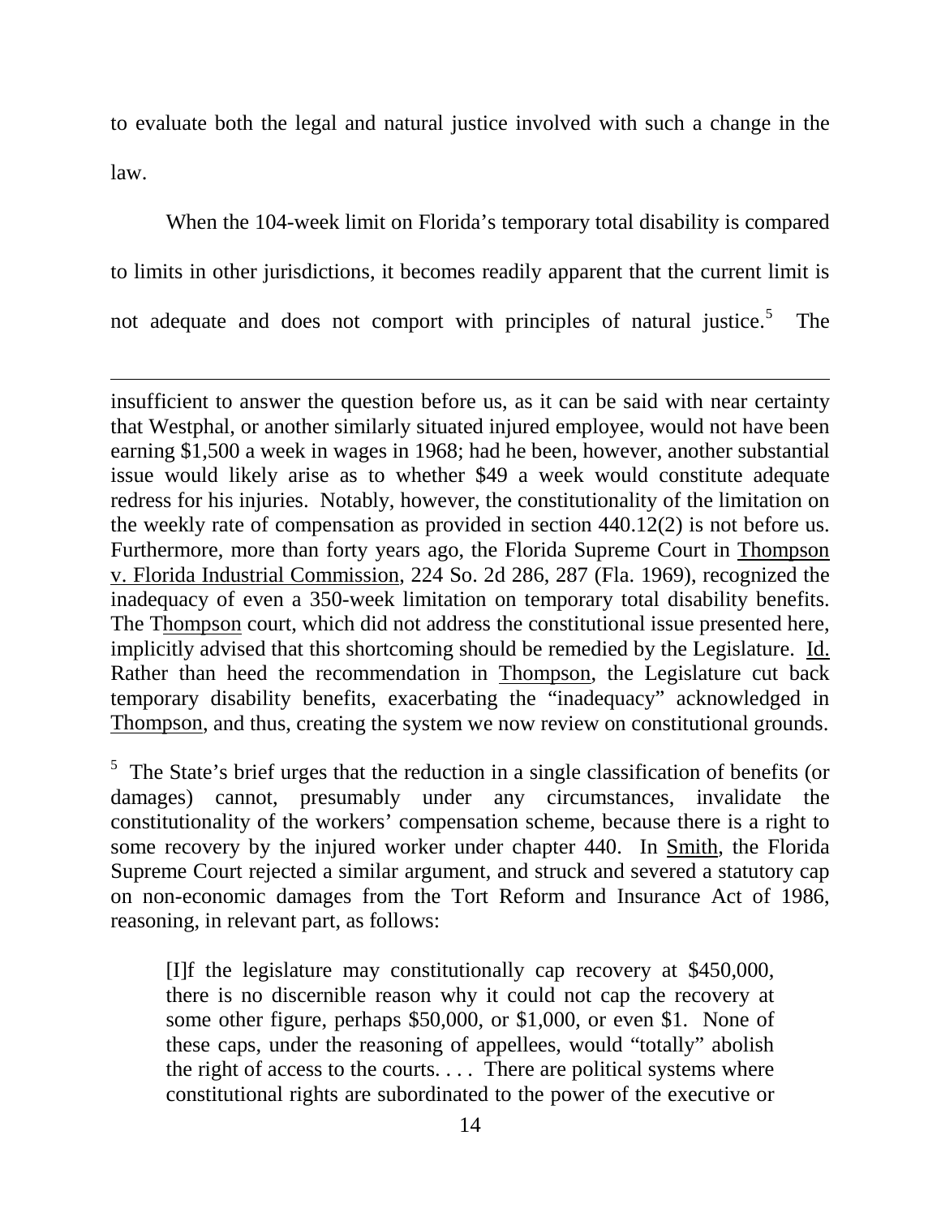to evaluate both the legal and natural justice involved with such a change in the law.

When the 104-week limit on Florida's temporary total disability is compared to limits in other jurisdictions, it becomes readily apparent that the current limit is not adequate and does not comport with principles of natural justice.[5] The

---

insufficient to answer the question before us, as it can be said with near certainty that Westphal, or another similarly situated injured employee, would not have been earning $1,500 a week in wages in 1968; had he been, however, another substantial issue would likely arise as to whether $49 a week would constitute adequate redress for his injuries. Notably, however, the constitutionality of the limitation on the weekly rate of compensation as provided in section 440.12(2) is not before us. Furthermore, more than forty years ago, the Florida Supreme Court in Thompson v. Florida Industrial Commission, 224 So. 2d 286, 287 (Fla. 1969), recognized the inadequacy of even a 350-week limitation on temporary total disability benefits. The Thompson court, which did not address the constitutional issue presented here, implicitly advised that this shortcoming should be remedied by the Legislature. Id. Rather than heed the recommendation in Thompson, the Legislature cut back temporary disability benefits, exacerbating the "inadequacy" acknowledged in Thompson, and thus, creating the system we now review on constitutional grounds.

[5] The State's brief urges that the reduction in a single classification of benefits (or damages) cannot, presumably under any circumstances, invalidate the constitutionality of the workers' compensation scheme, because there is a right to some recovery by the injured worker under chapter 440. In Smith, the Florida Supreme Court rejected a similar argument, and struck and severed a statutory cap on non-economic damages from the Tort Reform and Insurance Act of 1986, reasoning, in relevant part, as follows:

> [I]f the legislature may constitutionally cap recovery at $450,000, there is no discernible reason why it could not cap the recovery at some other figure, perhaps $50,000, or $1,000, or even $1. None of these caps, under the reasoning of appellees, would "totally" abolish the right of access to the courts. . . . There are political systems where constitutional rights are subordinated to the power of the executive or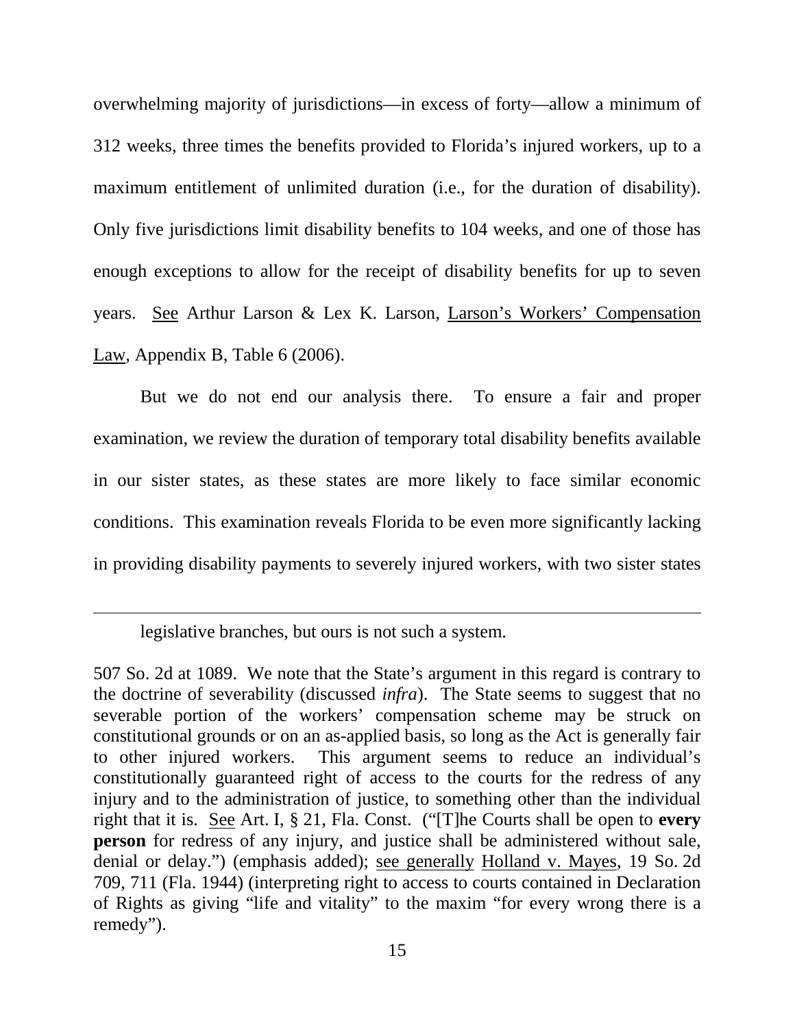overwhelming majority of jurisdictions—in excess of forty—allow a minimum of 312 weeks, three times the benefits provided to Florida's injured workers, up to a maximum entitlement of unlimited duration (i.e., for the duration of disability). Only five jurisdictions limit disability benefits to 104 weeks, and one of those has enough exceptions to allow for the receipt of disability benefits for up to seven years. See Arthur Larson & Lex K. Larson, Larson's Workers' Compensation Law, Appendix B, Table 6 (2006).

But we do not end our analysis there. To ensure a fair and proper examination, we review the duration of temporary total disability benefits available in our sister states, as these states are more likely to face similar economic conditions. This examination reveals Florida to be even more significantly lacking in providing disability payments to severely injured workers, with two sister states

---

legislative branches, but ours is not such a system.

507 So. 2d at 1089. We note that the State's argument in this regard is contrary to the doctrine of severability (discussed *infra*). The State seems to suggest that no severable portion of the workers' compensation scheme may be struck on constitutional grounds or on an as-applied basis, so long as the Act is generally fair to other injured workers. This argument seems to reduce an individual's constitutionally guaranteed right of access to the courts for the redress of any injury and to the administration of justice, to something other than the individual right that it is. See Art. I, § 21, Fla. Const. ("[T]he Courts shall be open to **every person** for redress of any injury, and justice shall be administered without sale, denial or delay.") (emphasis added); see generally Holland v. Mayes, 19 So. 2d 709, 711 (Fla. 1944) (interpreting right to access to courts contained in Declaration of Rights as giving "life and vitality" to the maxim "for every wrong there is a remedy").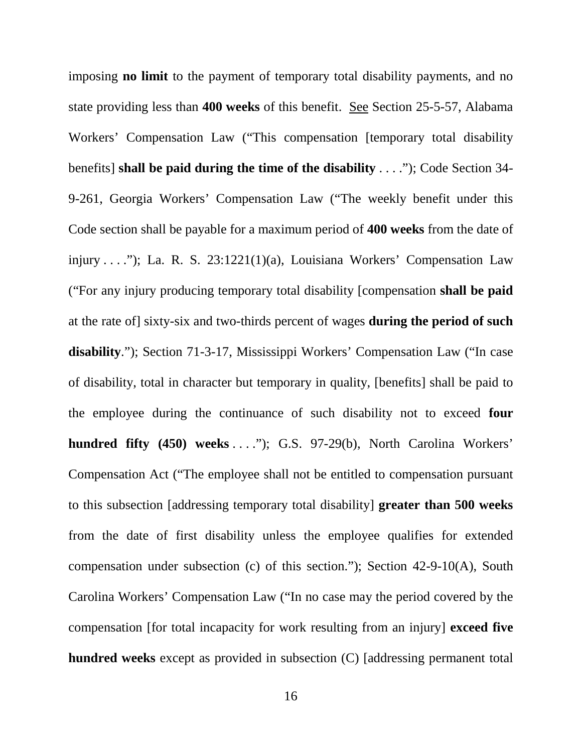imposing **no limit** to the payment of temporary total disability payments, and no state providing less than **400 weeks** of this benefit. See Section 25-5-57, Alabama Workers' Compensation Law ("This compensation [temporary total disability benefits] **shall be paid during the time of the disability** . . . ."); Code Section 34-9-261, Georgia Workers' Compensation Law ("The weekly benefit under this Code section shall be payable for a maximum period of **400 weeks** from the date of injury . . . ."); La. R. S. 23:1221(1)(a), Louisiana Workers' Compensation Law ("For any injury producing temporary total disability [compensation **shall be paid** at the rate of] sixty-six and two-thirds percent of wages **during the period of such disability**."); Section 71-3-17, Mississippi Workers' Compensation Law ("In case of disability, total in character but temporary in quality, [benefits] shall be paid to the employee during the continuance of such disability not to exceed **four hundred fifty (450) weeks** . . . ."); G.S. 97-29(b), North Carolina Workers' Compensation Act ("The employee shall not be entitled to compensation pursuant to this subsection [addressing temporary total disability] **greater than 500 weeks** from the date of first disability unless the employee qualifies for extended compensation under subsection (c) of this section."); Section 42-9-10(A), South Carolina Workers' Compensation Law ("In no case may the period covered by the compensation [for total incapacity for work resulting from an injury] **exceed five hundred weeks** except as provided in subsection (C) [addressing permanent total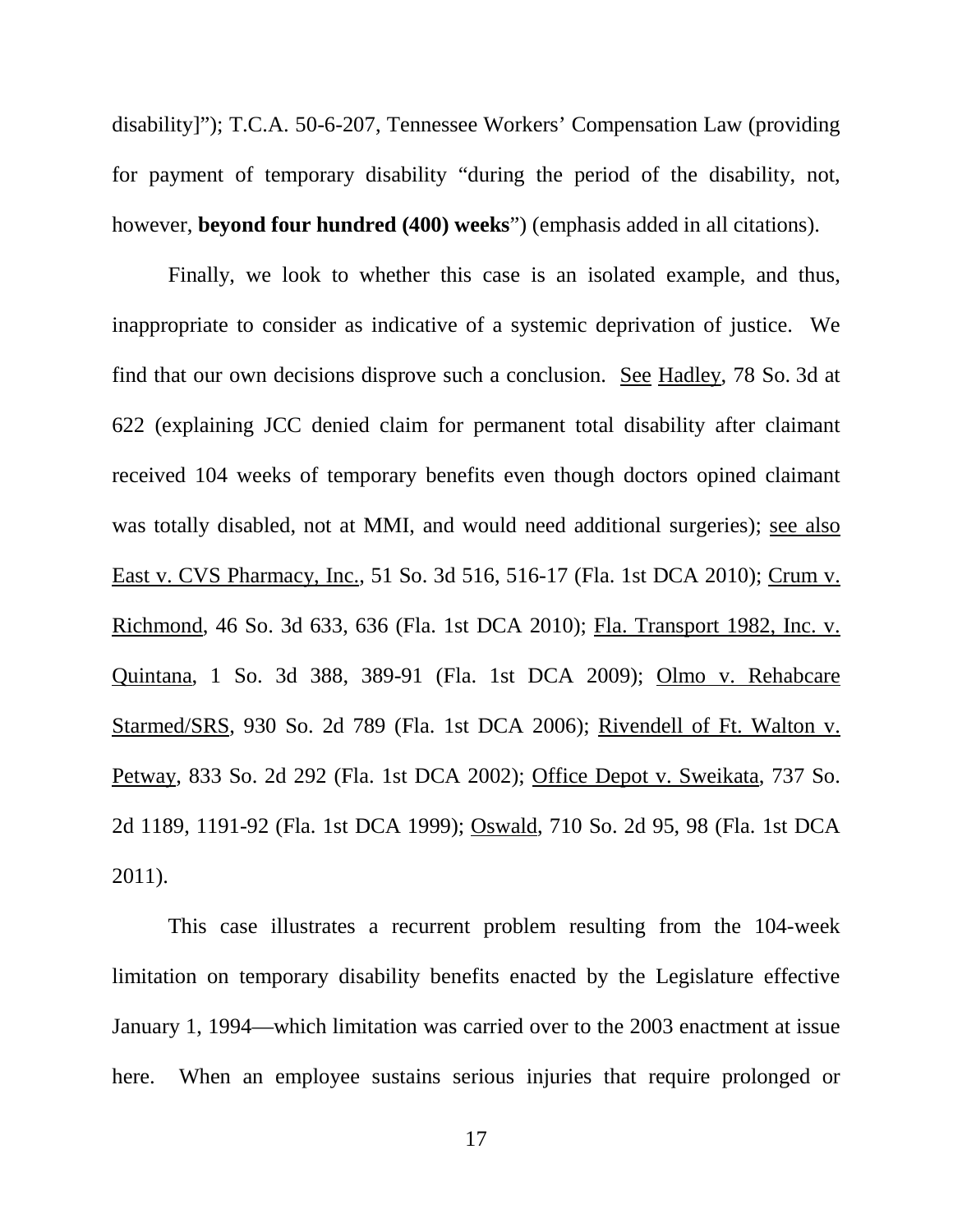disability]"); T.C.A. 50-6-207, Tennessee Workers' Compensation Law (providing for payment of temporary disability "during the period of the disability, not, however, **beyond four hundred (400) weeks**") (emphasis added in all citations).

Finally, we look to whether this case is an isolated example, and thus, inappropriate to consider as indicative of a systemic deprivation of justice. We find that our own decisions disprove such a conclusion. See Hadley, 78 So. 3d at 622 (explaining JCC denied claim for permanent total disability after claimant received 104 weeks of temporary benefits even though doctors opined claimant was totally disabled, not at MMI, and would need additional surgeries); see also East v. CVS Pharmacy, Inc., 51 So. 3d 516, 516-17 (Fla. 1st DCA 2010); Crum v. Richmond, 46 So. 3d 633, 636 (Fla. 1st DCA 2010); Fla. Transport 1982, Inc. v. Quintana, 1 So. 3d 388, 389-91 (Fla. 1st DCA 2009); Olmo v. Rehabcare Starmed/SRS, 930 So. 2d 789 (Fla. 1st DCA 2006); Rivendell of Ft. Walton v. Petway, 833 So. 2d 292 (Fla. 1st DCA 2002); Office Depot v. Sweikata, 737 So. 2d 1189, 1191-92 (Fla. 1st DCA 1999); Oswald, 710 So. 2d 95, 98 (Fla. 1st DCA 2011).

This case illustrates a recurrent problem resulting from the 104-week limitation on temporary disability benefits enacted by the Legislature effective January 1, 1994—which limitation was carried over to the 2003 enactment at issue here. When an employee sustains serious injuries that require prolonged or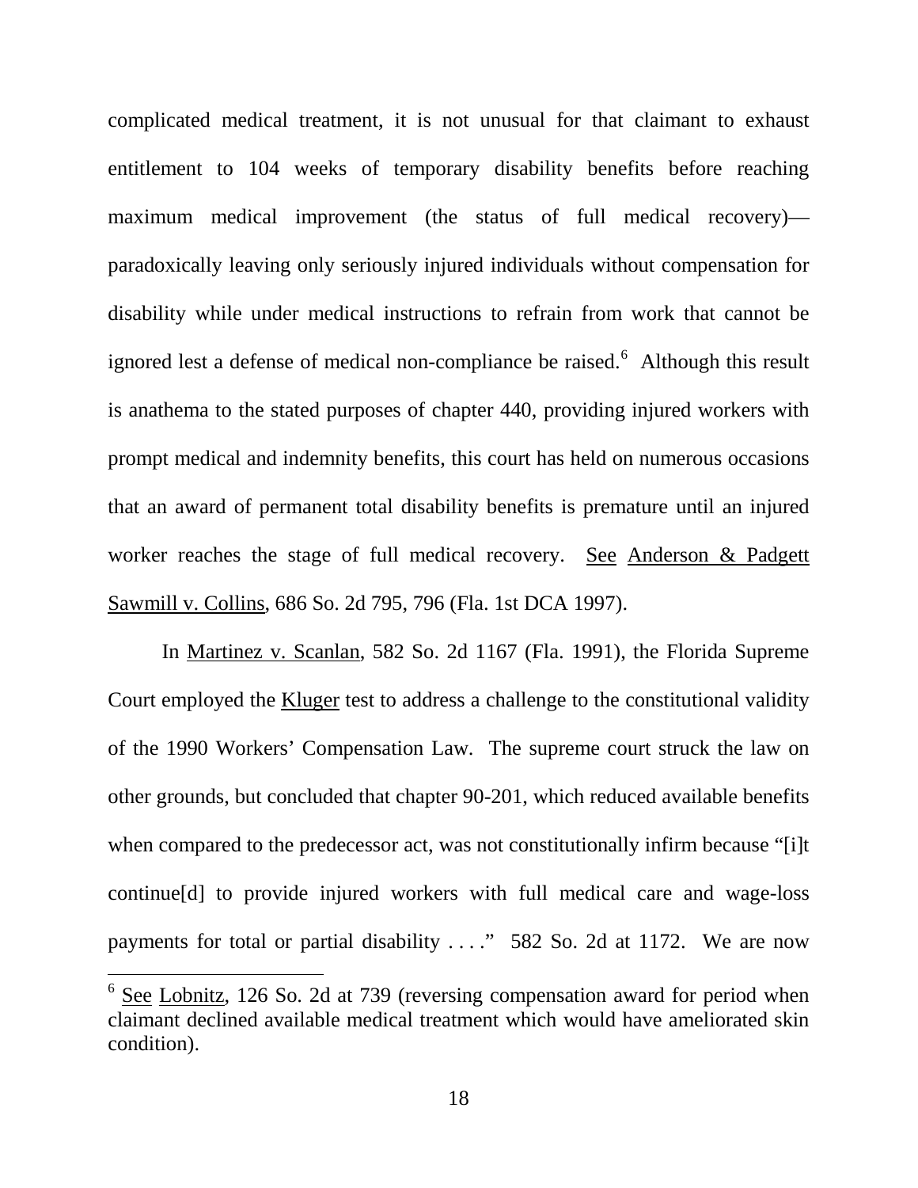complicated medical treatment, it is not unusual for that claimant to exhaust entitlement to 104 weeks of temporary disability benefits before reaching maximum medical improvement (the status of full medical recovery)—paradoxically leaving only seriously injured individuals without compensation for disability while under medical instructions to refrain from work that cannot be ignored lest a defense of medical non-compliance be raised.[6] Although this result is anathema to the stated purposes of chapter 440, providing injured workers with prompt medical and indemnity benefits, this court has held on numerous occasions that an award of permanent total disability benefits is premature until an injured worker reaches the stage of full medical recovery. See Anderson & Padgett Sawmill v. Collins, 686 So. 2d 795, 796 (Fla. 1st DCA 1997).

In Martinez v. Scanlan, 582 So. 2d 1167 (Fla. 1991), the Florida Supreme Court employed the Kluger test to address a challenge to the constitutional validity of the 1990 Workers' Compensation Law. The supreme court struck the law on other grounds, but concluded that chapter 90-201, which reduced available benefits when compared to the predecessor act, was not constitutionally infirm because "[i]t continue[d] to provide injured workers with full medical care and wage-loss payments for total or partial disability . . . ." 582 So. 2d at 1172. We are now

[6] See Lobnitz, 126 So. 2d at 739 (reversing compensation award for period when claimant declined available medical treatment which would have ameliorated skin condition).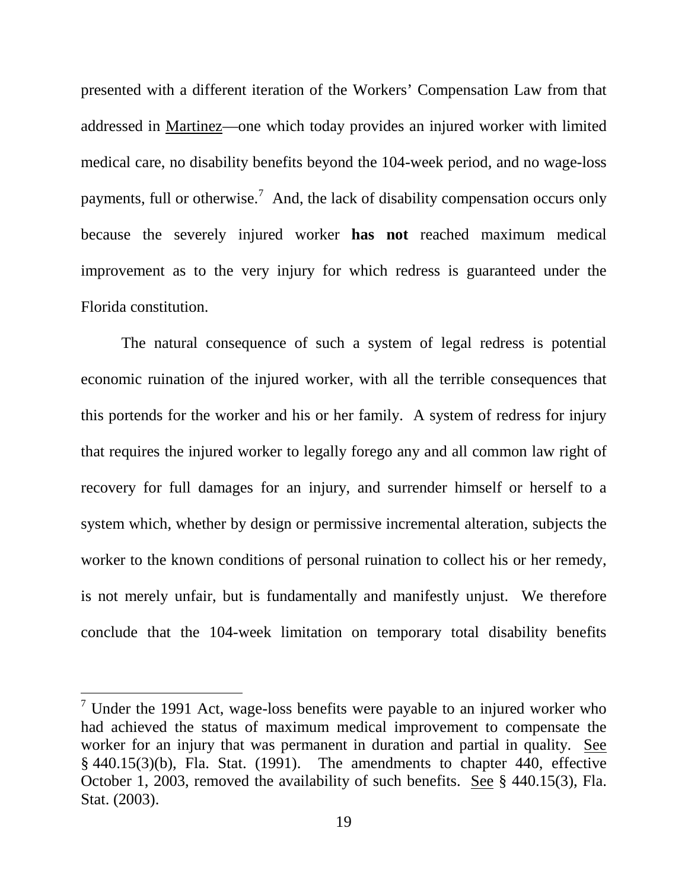presented with a different iteration of the Workers' Compensation Law from that addressed in Martinez—one which today provides an injured worker with limited medical care, no disability benefits beyond the 104-week period, and no wage-loss payments, full or otherwise.[7] And, the lack of disability compensation occurs only because the severely injured worker **has not** reached maximum medical improvement as to the very injury for which redress is guaranteed under the Florida constitution.

The natural consequence of such a system of legal redress is potential economic ruination of the injured worker, with all the terrible consequences that this portends for the worker and his or her family. A system of redress for injury that requires the injured worker to legally forego any and all common law right of recovery for full damages for an injury, and surrender himself or herself to a system which, whether by design or permissive incremental alteration, subjects the worker to the known conditions of personal ruination to collect his or her remedy, is not merely unfair, but is fundamentally and manifestly unjust. We therefore conclude that the 104-week limitation on temporary total disability benefits

---

[7] Under the 1991 Act, wage-loss benefits were payable to an injured worker who had achieved the status of maximum medical improvement to compensate the worker for an injury that was permanent in duration and partial in quality. See § 440.15(3)(b), Fla. Stat. (1991). The amendments to chapter 440, effective October 1, 2003, removed the availability of such benefits. See § 440.15(3), Fla. Stat. (2003).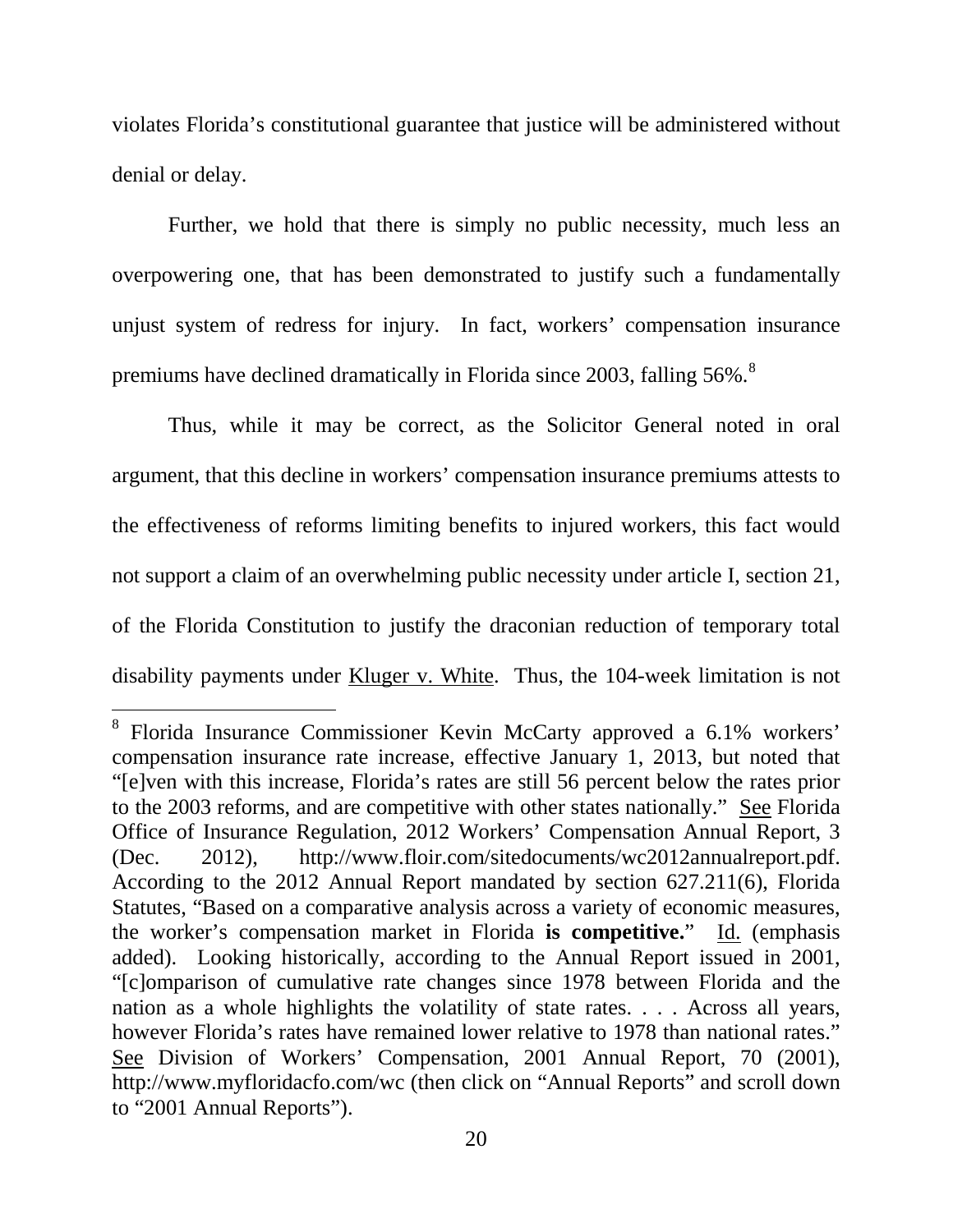violates Florida's constitutional guarantee that justice will be administered without denial or delay.

Further, we hold that there is simply no public necessity, much less an overpowering one, that has been demonstrated to justify such a fundamentally unjust system of redress for injury. In fact, workers' compensation insurance premiums have declined dramatically in Florida since 2003, falling 56%.[8]

Thus, while it may be correct, as the Solicitor General noted in oral argument, that this decline in workers' compensation insurance premiums attests to the effectiveness of reforms limiting benefits to injured workers, this fact would not support a claim of an overwhelming public necessity under article I, section 21, of the Florida Constitution to justify the draconian reduction of temporary total disability payments under Kluger v. White. Thus, the 104-week limitation is not

---

[8] Florida Insurance Commissioner Kevin McCarty approved a 6.1% workers' compensation insurance rate increase, effective January 1, 2013, but noted that "[e]ven with this increase, Florida's rates are still 56 percent below the rates prior to the 2003 reforms, and are competitive with other states nationally." See Florida Office of Insurance Regulation, 2012 Workers' Compensation Annual Report, 3 (Dec. 2012), http://www.floir.com/sitedocuments/wc2012annualreport.pdf. According to the 2012 Annual Report mandated by section 627.211(6), Florida Statutes, "Based on a comparative analysis across a variety of economic measures, the worker's compensation market in Florida **is competitive.**" Id. (emphasis added). Looking historically, according to the Annual Report issued in 2001, "[c]omparison of cumulative rate changes since 1978 between Florida and the nation as a whole highlights the volatility of state rates. . . . Across all years, however Florida's rates have remained lower relative to 1978 than national rates." See Division of Workers' Compensation, 2001 Annual Report, 70 (2001), http://www.myfloridacfo.com/wc (then click on "Annual Reports" and scroll down to "2001 Annual Reports").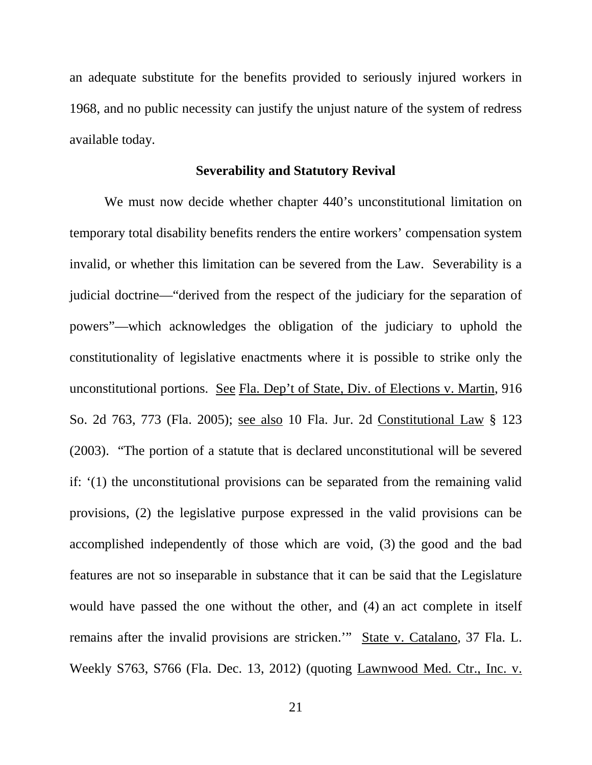an adequate substitute for the benefits provided to seriously injured workers in 1968, and no public necessity can justify the unjust nature of the system of redress available today.

**Severability and Statutory Revival**

We must now decide whether chapter 440's unconstitutional limitation on temporary total disability benefits renders the entire workers' compensation system invalid, or whether this limitation can be severed from the Law. Severability is a judicial doctrine—"derived from the respect of the judiciary for the separation of powers"—which acknowledges the obligation of the judiciary to uphold the constitutionality of legislative enactments where it is possible to strike only the unconstitutional portions. See Fla. Dep't of State, Div. of Elections v. Martin, 916 So. 2d 763, 773 (Fla. 2005); see also 10 Fla. Jur. 2d Constitutional Law § 123 (2003). "The portion of a statute that is declared unconstitutional will be severed if: '(1) the unconstitutional provisions can be separated from the remaining valid provisions, (2) the legislative purpose expressed in the valid provisions can be accomplished independently of those which are void, (3) the good and the bad features are not so inseparable in substance that it can be said that the Legislature would have passed the one without the other, and (4) an act complete in itself remains after the invalid provisions are stricken.'" State v. Catalano, 37 Fla. L. Weekly S763, S766 (Fla. Dec. 13, 2012) (quoting Lawnwood Med. Ctr., Inc. v.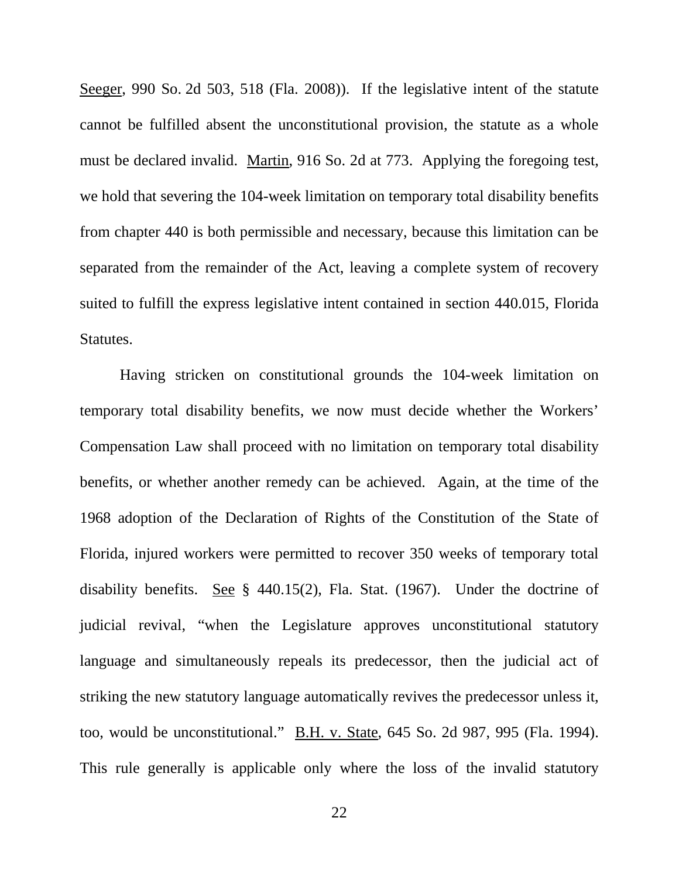Seeger, 990 So. 2d 503, 518 (Fla. 2008)). If the legislative intent of the statute cannot be fulfilled absent the unconstitutional provision, the statute as a whole must be declared invalid. Martin, 916 So. 2d at 773. Applying the foregoing test, we hold that severing the 104-week limitation on temporary total disability benefits from chapter 440 is both permissible and necessary, because this limitation can be separated from the remainder of the Act, leaving a complete system of recovery suited to fulfill the express legislative intent contained in section 440.015, Florida Statutes.

Having stricken on constitutional grounds the 104-week limitation on temporary total disability benefits, we now must decide whether the Workers' Compensation Law shall proceed with no limitation on temporary total disability benefits, or whether another remedy can be achieved. Again, at the time of the 1968 adoption of the Declaration of Rights of the Constitution of the State of Florida, injured workers were permitted to recover 350 weeks of temporary total disability benefits. See § 440.15(2), Fla. Stat. (1967). Under the doctrine of judicial revival, "when the Legislature approves unconstitutional statutory language and simultaneously repeals its predecessor, then the judicial act of striking the new statutory language automatically revives the predecessor unless it, too, would be unconstitutional." B.H. v. State, 645 So. 2d 987, 995 (Fla. 1994). This rule generally is applicable only where the loss of the invalid statutory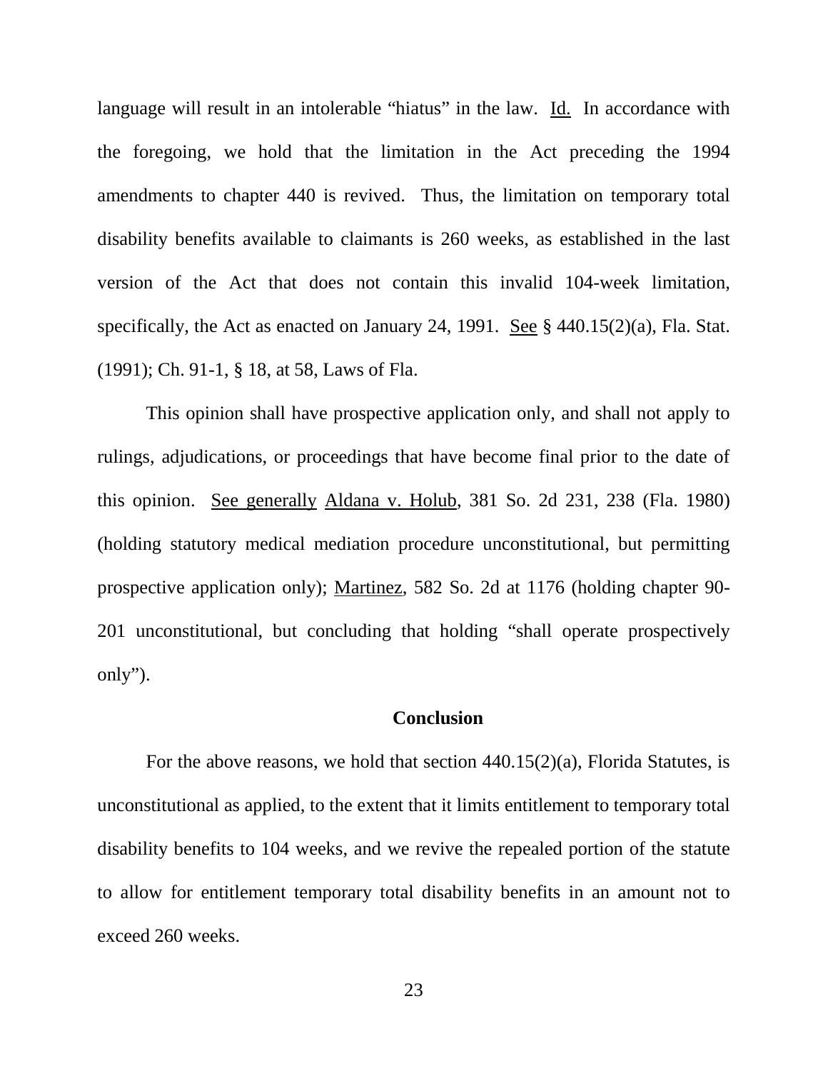language will result in an intolerable "hiatus" in the law. Id. In accordance with the foregoing, we hold that the limitation in the Act preceding the 1994 amendments to chapter 440 is revived. Thus, the limitation on temporary total disability benefits available to claimants is 260 weeks, as established in the last version of the Act that does not contain this invalid 104-week limitation, specifically, the Act as enacted on January 24, 1991. See § 440.15(2)(a), Fla. Stat. (1991); Ch. 91-1, § 18, at 58, Laws of Fla.

This opinion shall have prospective application only, and shall not apply to rulings, adjudications, or proceedings that have become final prior to the date of this opinion. See generally Aldana v. Holub, 381 So. 2d 231, 238 (Fla. 1980) (holding statutory medical mediation procedure unconstitutional, but permitting prospective application only); Martinez, 582 So. 2d at 1176 (holding chapter 90-201 unconstitutional, but concluding that holding "shall operate prospectively only").

## Conclusion

For the above reasons, we hold that section 440.15(2)(a), Florida Statutes, is unconstitutional as applied, to the extent that it limits entitlement to temporary total disability benefits to 104 weeks, and we revive the repealed portion of the statute to allow for entitlement temporary total disability benefits in an amount not to exceed 260 weeks.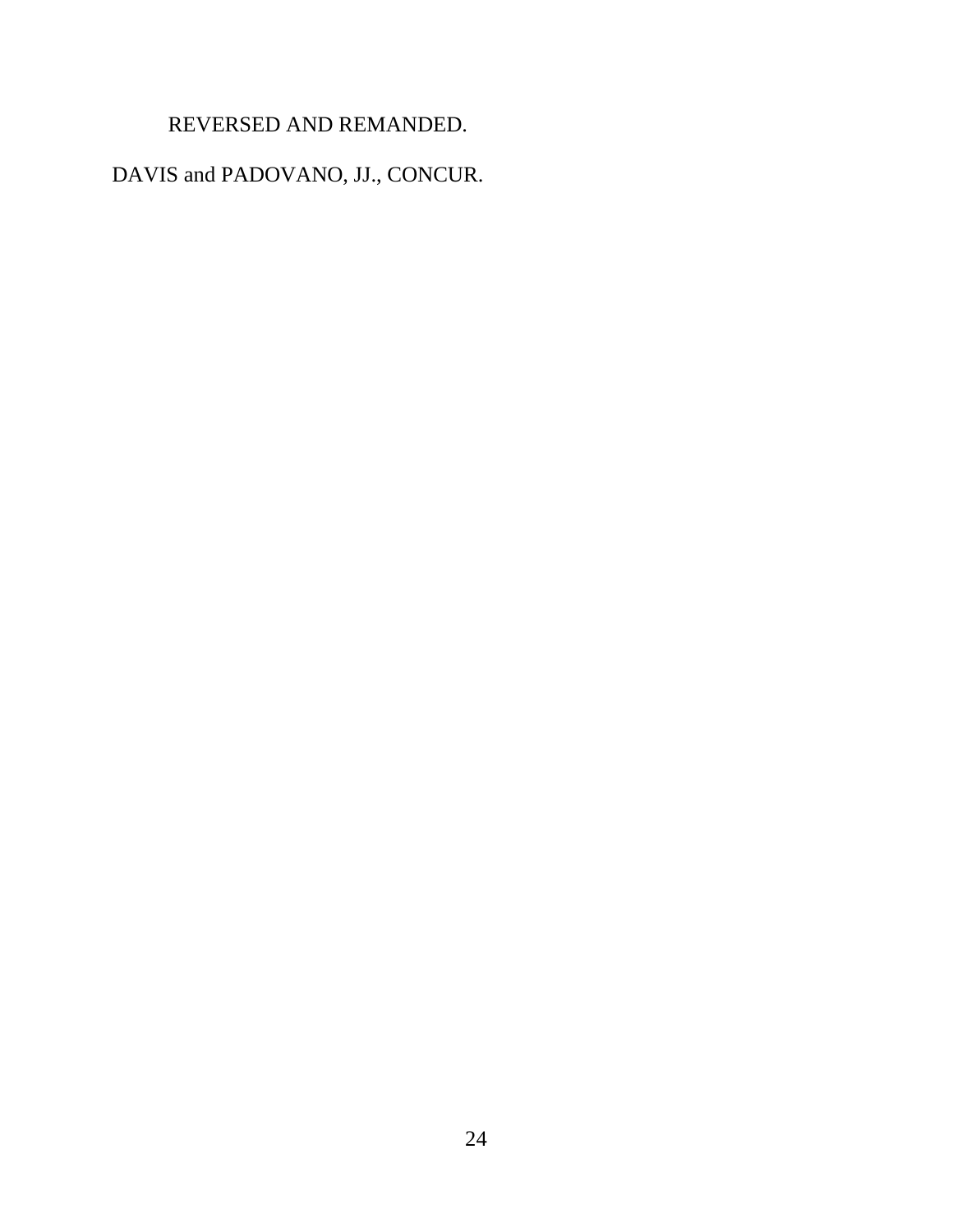REVERSED AND REMANDED.

DAVIS and PADOVANO, JJ., CONCUR.